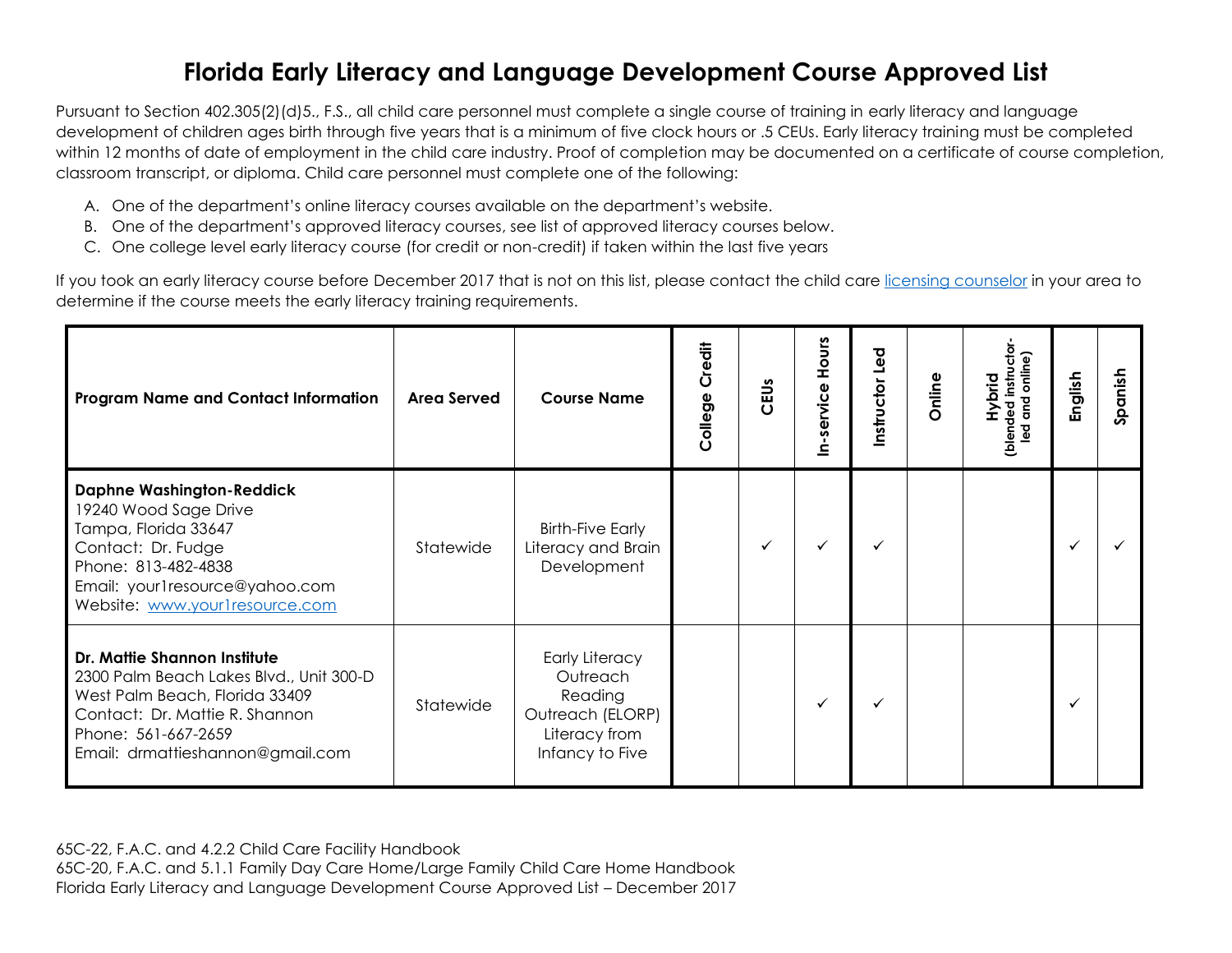# Florida Early Literacy and Language Development Course Approved List

Pursuant to Section 402.305(2)(d)5., F.S., all child care personnel must complete a single course of training in early literacy and language development of children ages birth through five years that is a minimum of five clock hours or .5 CEUs. Early literacy training must be completed within 12 months of date of employment in the child care industry. Proof of completion may be documented on a certificate of course completion, classroom transcript, or diploma. Child care personnel must complete one of the following:

A. One of the department's online literacy courses available on the department's website.
B. One of the department's approved literacy courses, see list of approved literacy courses below.
C. One college level early literacy course (for credit or non-credit) if taken within the last five years

If you took an early literacy course before December 2017 that is not on this list, please contact the child care licensing counselor in your area to determine if the course meets the early literacy training requirements.

| Program Name and Contact Information | Area Served | Course Name | College Credit | CEUs | In-service Hours | Instructor Led | Online | Hybrid (blended instructor-led and online) | English | Spanish |
|---|---|---|---|---|---|---|---|---|---|---|
| **Daphne Washington-Reddick**<br>19240 Wood Sage Drive<br>Tampa, Florida 33647<br>Contact: Dr. Fudge<br>Phone: 813-482-4838<br>Email: your1resource@yahoo.com<br>Website: www.your1resource.com | Statewide | Birth-Five Early Literacy and Brain Development | | ✓ | ✓ | ✓ | | | ✓ | ✓ |
| **Dr. Mattie Shannon Institute**<br>2300 Palm Beach Lakes Blvd., Unit 300-D<br>West Palm Beach, Florida 33409<br>Contact: Dr. Mattie R. Shannon<br>Phone: 561-667-2659<br>Email: drmattieshannon@gmail.com | Statewide | Early Literacy Outreach Reading Outreach (ELORP) Literacy from Infancy to Five | | | ✓ | ✓ | | | ✓ | |

65C-22, F.A.C. and 4.2.2 Child Care Facility Handbook
65C-20, F.A.C. and 5.1.1 Family Day Care Home/Large Family Child Care Home Handbook
Florida Early Literacy and Language Development Course Approved List – December 2017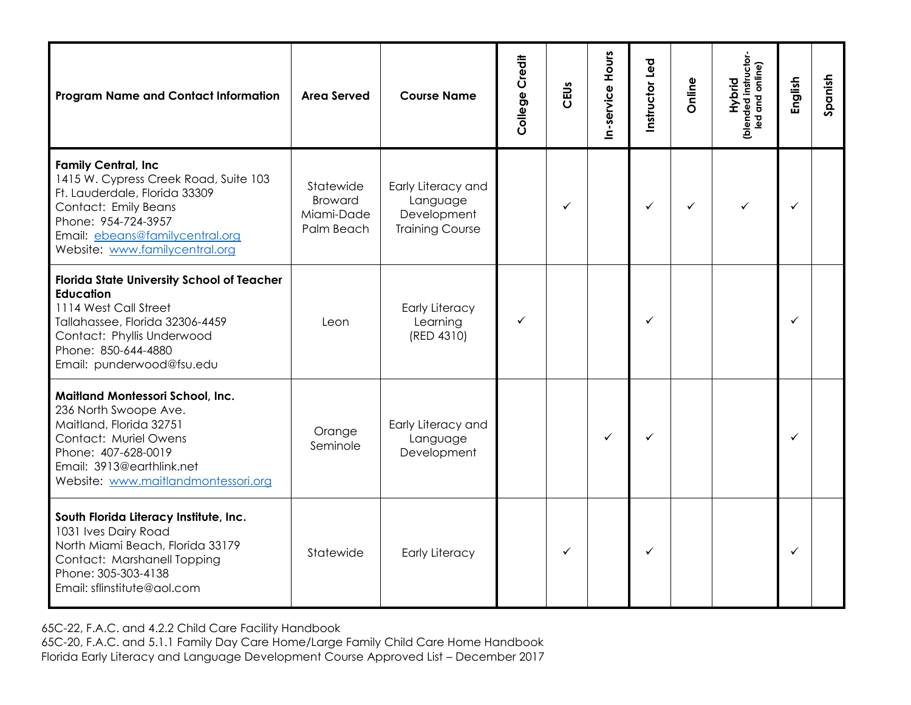| Program Name and Contact Information | Area Served | Course Name | College Credit | CEUs | In-service Hours | Instructor Led | Online | Hybrid (blended instructor-led and online) | English | Spanish |
|---|---|---|---|---|---|---|---|---|---|---|
| **Family Central, Inc**<br>1415 W. Cypress Creek Road, Suite 103<br>Ft. Lauderdale, Florida 33309<br>Contact: Emily Beans<br>Phone: 954-724-3957<br>Email: ebeans@familycentral.org<br>Website: www.familycentral.org | Statewide<br>Broward<br>Miami-Dade<br>Palm Beach | Early Literacy and Language Development Training Course | | ✓ | | ✓ | ✓ | ✓ | ✓ | |
| **Florida State University School of Teacher Education**<br>1114 West Call Street<br>Tallahassee, Florida 32306-4459<br>Contact: Phyllis Underwood<br>Phone: 850-644-4880<br>Email: punderwood@fsu.edu | Leon | Early Literacy Learning (RED 4310) | ✓ | | | ✓ | | | ✓ | |
| **Maitland Montessori School, Inc.**<br>236 North Swoope Ave.<br>Maitland, Florida 32751<br>Contact: Muriel Owens<br>Phone: 407-628-0019<br>Email: 3913@earthlink.net<br>Website: www.maitlandmontessori.org | Orange<br>Seminole | Early Literacy and Language Development | | | ✓ | ✓ | | | ✓ | |
| **South Florida Literacy Institute, Inc.**<br>1031 Ives Dairy Road<br>North Miami Beach, Florida 33179<br>Contact: Marshanell Topping<br>Phone: 305-303-4138<br>Email: sflinstitute@aol.com | Statewide | Early Literacy | | ✓ | | ✓ | | | ✓ | |

65C-22, F.A.C. and 4.2.2 Child Care Facility Handbook
65C-20, F.A.C. and 5.1.1 Family Day Care Home/Large Family Child Care Home Handbook
Florida Early Literacy and Language Development Course Approved List – December 2017